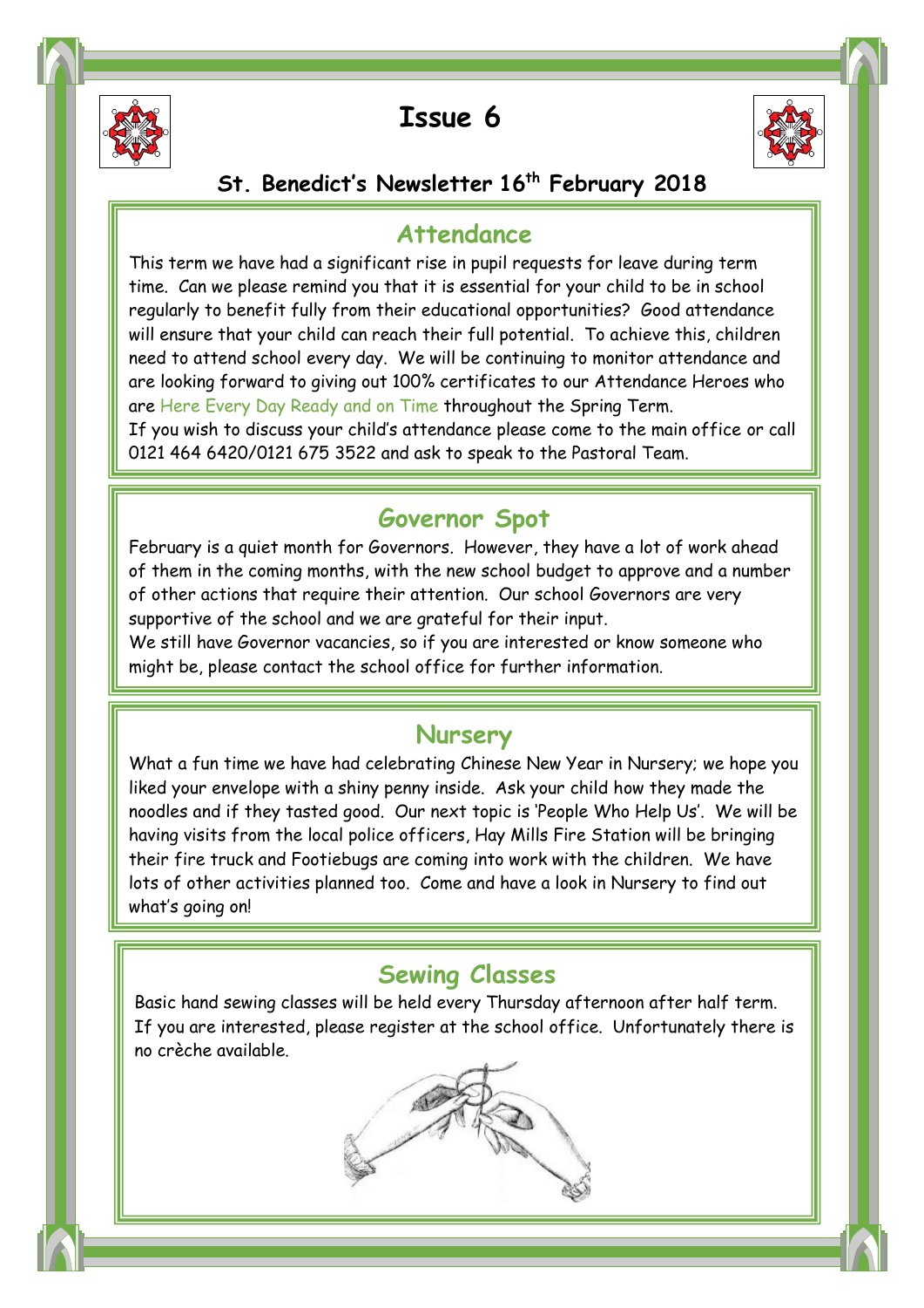# Issue 6

## St. Benedict's Newsletter 16th February 2018

### Attendance

This term we have had a significant rise in pupil requests for leave during term time. Can we please remind you that it is essential for your child to be in school regularly to benefit fully from their educational opportunities? Good attendance will ensure that your child can reach their full potential. To achieve this, children need to attend school every day. We will be continuing to monitor attendance and are looking forward to giving out 100% certificates to our Attendance Heroes who are Here Every Day Ready and on Time throughout the Spring Term.

If you wish to discuss your child's attendance please come to the main office or call 0121 464 6420/0121 675 3522 and ask to speak to the Pastoral Team.

### Governor Spot

February is a quiet month for Governors. However, they have a lot of work ahead of them in the coming months, with the new school budget to approve and a number of other actions that require their attention. Our school Governors are very supportive of the school and we are grateful for their input.

We still have Governor vacancies, so if you are interested or know someone who might be, please contact the school office for further information.

### Nursery

What a fun time we have had celebrating Chinese New Year in Nursery; we hope you liked your envelope with a shiny penny inside. Ask your child how they made the noodles and if they tasted good. Our next topic is 'People Who Help Us'. We will be having visits from the local police officers, Hay Mills Fire Station will be bringing their fire truck and Footiebugs are coming into work with the children. We have lots of other activities planned too. Come and have a look in Nursery to find out what's going on!

### Sewing Classes

Basic hand sewing classes will be held every Thursday afternoon after half term. If you are interested, please register at the school office. Unfortunately there is no crèche available.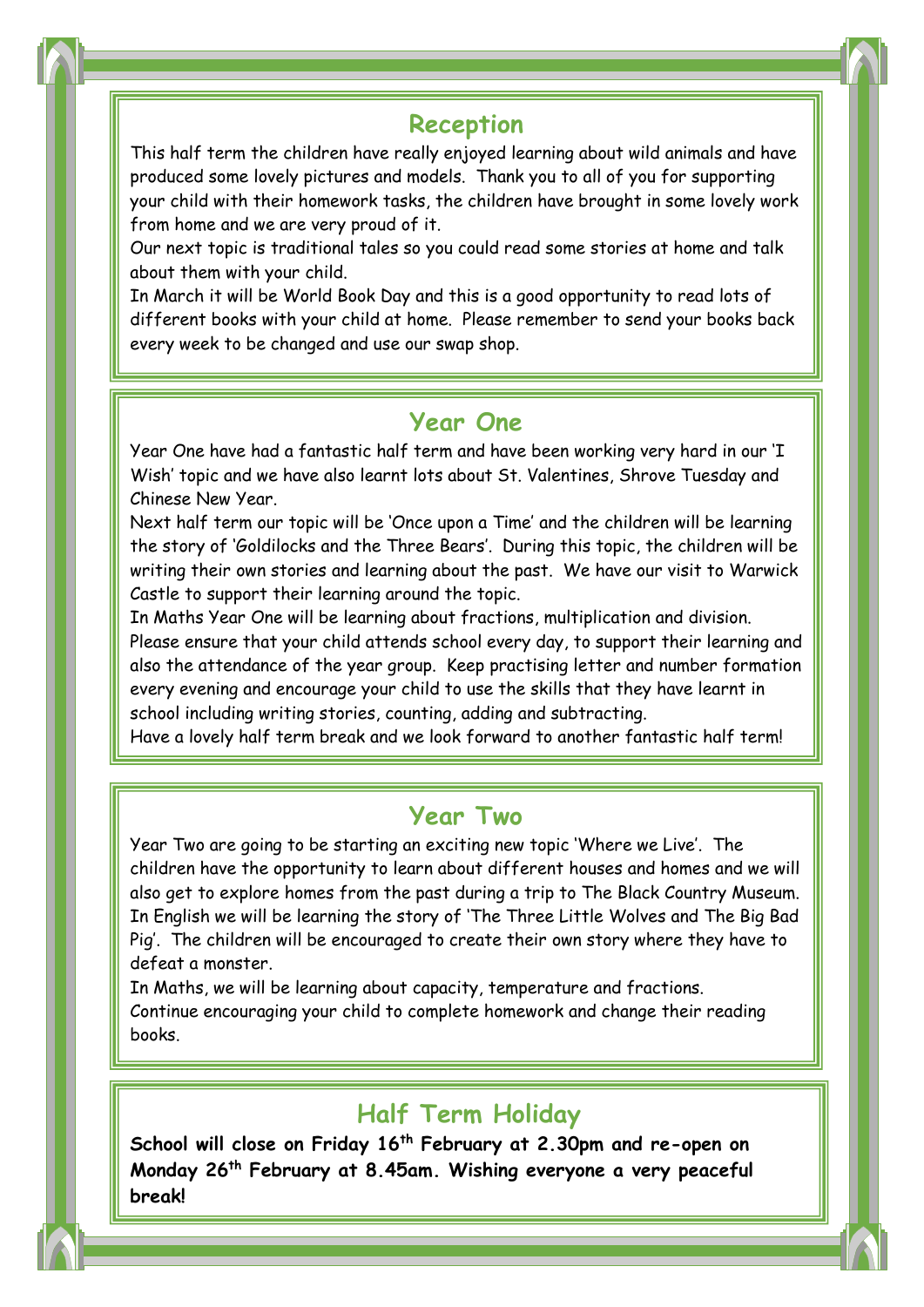## Reception

This half term the children have really enjoyed learning about wild animals and have produced some lovely pictures and models. Thank you to all of you for supporting your child with their homework tasks, the children have brought in some lovely work from home and we are very proud of it.
Our next topic is traditional tales so you could read some stories at home and talk about them with your child.
In March it will be World Book Day and this is a good opportunity to read lots of different books with your child at home. Please remember to send your books back every week to be changed and use our swap shop.

## Year One

Year One have had a fantastic half term and have been working very hard in our 'I Wish' topic and we have also learnt lots about St. Valentines, Shrove Tuesday and Chinese New Year.
Next half term our topic will be 'Once upon a Time' and the children will be learning the story of 'Goldilocks and the Three Bears'. During this topic, the children will be writing their own stories and learning about the past. We have our visit to Warwick Castle to support their learning around the topic.
In Maths Year One will be learning about fractions, multiplication and division.
Please ensure that your child attends school every day, to support their learning and also the attendance of the year group. Keep practising letter and number formation every evening and encourage your child to use the skills that they have learnt in school including writing stories, counting, adding and subtracting.
Have a lovely half term break and we look forward to another fantastic half term!

## Year Two

Year Two are going to be starting an exciting new topic 'Where we Live'. The children have the opportunity to learn about different houses and homes and we will also get to explore homes from the past during a trip to The Black Country Museum.
In English we will be learning the story of 'The Three Little Wolves and The Big Bad Pig'. The children will be encouraged to create their own story where they have to defeat a monster.
In Maths, we will be learning about capacity, temperature and fractions.
Continue encouraging your child to complete homework and change their reading books.

## Half Term Holiday

**School will close on Friday 16th February at 2.30pm and re-open on Monday 26th February at 8.45am. Wishing everyone a very peaceful break!**